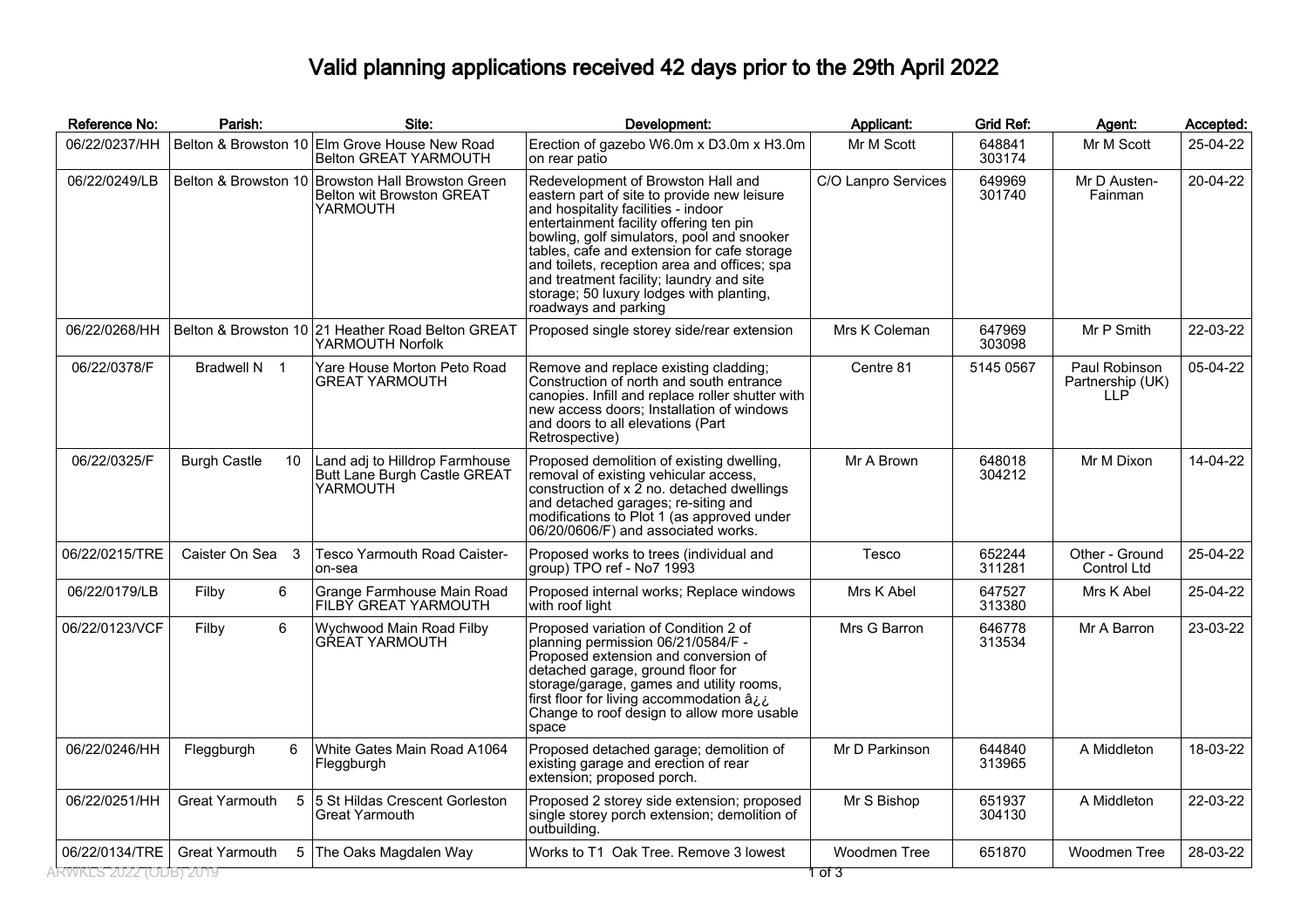# Valid planning applications received 42 days prior to the 29th April 2022

| Reference No: | Parish: | Site: | Development: | Applicant: | Grid Ref: | Agent: | Accepted: |
|---|---|---|---|---|---|---|---|
| 06/22/0237/HH | Belton & Browston 10 | Elm Grove House New Road Belton GREAT YARMOUTH | Erection of gazebo W6.0m x D3.0m x H3.0m on rear patio | Mr M Scott | 648841 303174 | Mr M Scott | 25-04-22 |
| 06/22/0249/LB | Belton & Browston 10 | Browston Hall Browston Green Belton wit Browston GREAT YARMOUTH | Redevelopment of Browston Hall and eastern part of site to provide new leisure and hospitality facilities - indoor entertainment facility offering ten pin bowling, golf simulators, pool and snooker tables, cafe and extension for cafe storage and toilets, reception area and offices; spa and treatment facility; laundry and site storage; 50 luxury lodges with planting, roadways and parking | C/O Lanpro Services | 649969 301740 | Mr D Austen-Fainman | 20-04-22 |
| 06/22/0268/HH | Belton & Browston 10 | 21 Heather Road Belton GREAT YARMOUTH Norfolk | Proposed single storey side/rear extension | Mrs K Coleman | 647969 303098 | Mr P Smith | 22-03-22 |
| 06/22/0378/F | Bradwell N 1 | Yare House Morton Peto Road GREAT YARMOUTH | Remove and replace existing cladding; Construction of north and south entrance canopies. Infill and replace roller shutter with new access doors; Installation of windows and doors to all elevations (Part Retrospective) | Centre 81 | 5145 0567 | Paul Robinson Partnership (UK) LLP | 05-04-22 |
| 06/22/0325/F | Burgh Castle 10 | Land adj to Hilldrop Farmhouse Butt Lane Burgh Castle GREAT YARMOUTH | Proposed demolition of existing dwelling, removal of existing vehicular access, construction of x 2 no. detached dwellings and detached garages; re-siting and modifications to Plot 1 (as approved under 06/20/0606/F) and associated works. | Mr A Brown | 648018 304212 | Mr M Dixon | 14-04-22 |
| 06/22/0215/TRE | Caister On Sea 3 | Tesco Yarmouth Road Caister-on-sea | Proposed works to trees (individual and group) TPO ref - No7 1993 | Tesco | 652244 311281 | Other - Ground Control Ltd | 25-04-22 |
| 06/22/0179/LB | Filby 6 | Grange Farmhouse Main Road FILBY GREAT YARMOUTH | Proposed internal works; Replace windows with roof light | Mrs K Abel | 647527 313380 | Mrs K Abel | 25-04-22 |
| 06/22/0123/VCF | Filby 6 | Wychwood Main Road Filby GREAT YARMOUTH | Proposed variation of Condition 2 of planning permission 06/21/0584/F - Proposed extension and conversion of detached garage, ground floor for storage/garage, games and utility rooms, first floor for living accommodation â¿¿ Change to roof design to allow more usable space | Mrs G Barron | 646778 313534 | Mr A Barron | 23-03-22 |
| 06/22/0246/HH | Fleggburgh 6 | White Gates Main Road A1064 Fleggburgh | Proposed detached garage; demolition of existing garage and erection of rear extension; proposed porch. | Mr D Parkinson | 644840 313965 | A Middleton | 18-03-22 |
| 06/22/0251/HH | Great Yarmouth 5 | 5 St Hildas Crescent Gorleston Great Yarmouth | Proposed 2 storey side extension; proposed single storey porch extension; demolition of outbuilding. | Mr S Bishop | 651937 304130 | A Middleton | 22-03-22 |
| 06/22/0134/TRE | Great Yarmouth 5 | The Oaks Magdalen Way | Works to T1 Oak Tree. Remove 3 lowest | Woodmen Tree | 651870 | Woodmen Tree | 28-03-22 |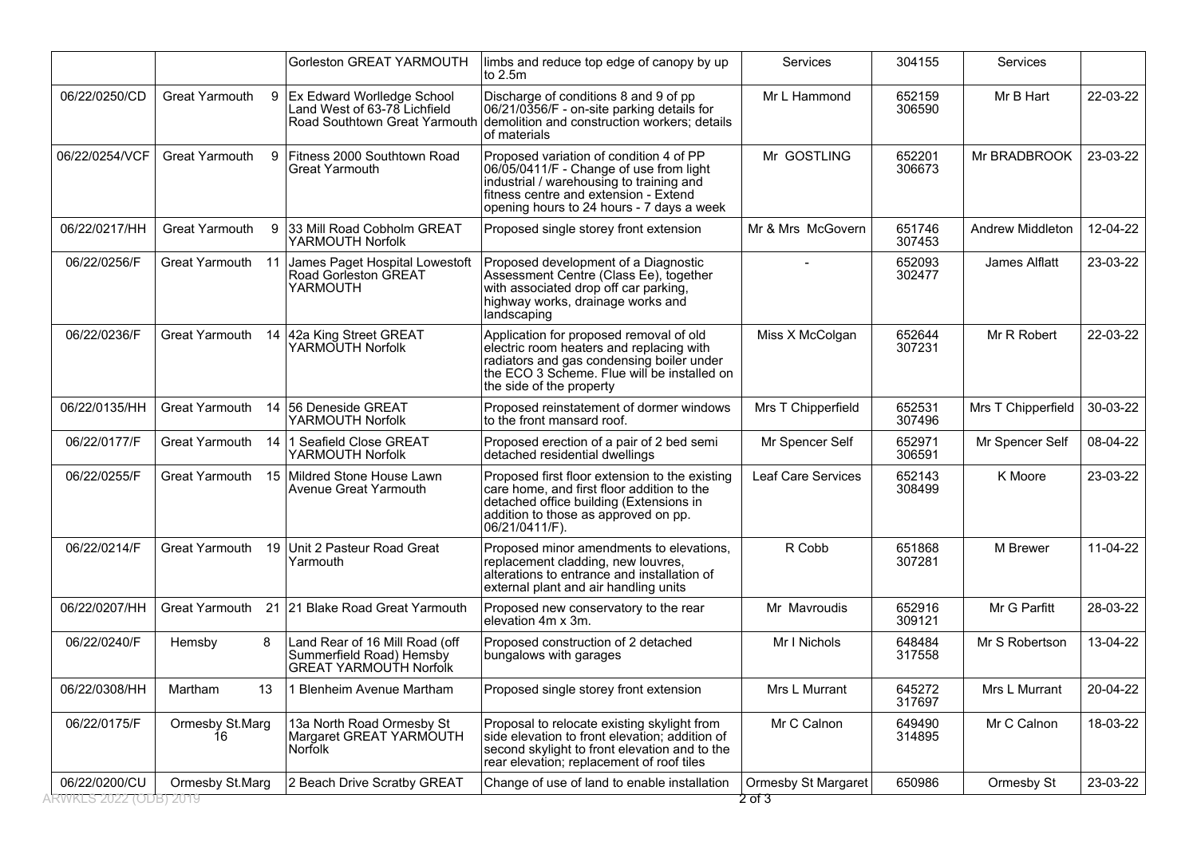| | | | | | | | |
|---|---|---|---|---|---|---|---|
| | | Gorleston GREAT YARMOUTH | limbs and reduce top edge of canopy by up to 2.5m | Services | 304155 | Services | |
| 06/22/0250/CD | Great Yarmouth 9 | Ex Edward Worlledge School Land West of 63-78 Lichfield Road Southtown Great Yarmouth | Discharge of conditions 8 and 9 of pp 06/21/0356/F - on-site parking details for demolition and construction workers; details of materials | Mr L Hammond | 652159 306590 | Mr B Hart | 22-03-22 |
| 06/22/0254/VCF | Great Yarmouth 9 | Fitness 2000 Southtown Road Great Yarmouth | Proposed variation of condition 4 of PP 06/05/0411/F - Change of use from light industrial / warehousing to training and fitness centre and extension - Extend opening hours to 24 hours - 7 days a week | Mr GOSTLING | 652201 306673 | Mr BRADBROOK | 23-03-22 |
| 06/22/0217/HH | Great Yarmouth 9 | 33 Mill Road Cobholm GREAT YARMOUTH Norfolk | Proposed single storey front extension | Mr & Mrs McGovern | 651746 307453 | Andrew Middleton | 12-04-22 |
| 06/22/0256/F | Great Yarmouth 11 | James Paget Hospital Lowestoft Road Gorleston GREAT YARMOUTH | Proposed development of a Diagnostic Assessment Centre (Class Ee), together with associated drop off car parking, highway works, drainage works and landscaping | - | 652093 302477 | James Alflatt | 23-03-22 |
| 06/22/0236/F | Great Yarmouth 14 | 42a King Street GREAT YARMOUTH Norfolk | Application for proposed removal of old electric room heaters and replacing with radiators and gas condensing boiler under the ECO 3 Scheme. Flue will be installed on the side of the property | Miss X McColgan | 652644 307231 | Mr R Robert | 22-03-22 |
| 06/22/0135/HH | Great Yarmouth 14 | 56 Deneside GREAT YARMOUTH Norfolk | Proposed reinstatement of dormer windows to the front mansard roof. | Mrs T Chipperfield | 652531 307496 | Mrs T Chipperfield | 30-03-22 |
| 06/22/0177/F | Great Yarmouth 14 | 1 Seafield Close GREAT YARMOUTH Norfolk | Proposed erection of a pair of 2 bed semi detached residential dwellings | Mr Spencer Self | 652971 306591 | Mr Spencer Self | 08-04-22 |
| 06/22/0255/F | Great Yarmouth 15 | Mildred Stone House Lawn Avenue Great Yarmouth | Proposed first floor extension to the existing care home, and first floor addition to the detached office building (Extensions in addition to those as approved on pp. 06/21/0411/F). | Leaf Care Services | 652143 308499 | K Moore | 23-03-22 |
| 06/22/0214/F | Great Yarmouth 19 | Unit 2 Pasteur Road Great Yarmouth | Proposed minor amendments to elevations, replacement cladding, new louvres, alterations to entrance and installation of external plant and air handling units | R Cobb | 651868 307281 | M Brewer | 11-04-22 |
| 06/22/0207/HH | Great Yarmouth 21 | 21 Blake Road Great Yarmouth | Proposed new conservatory to the rear elevation 4m x 3m. | Mr Mavroudis | 652916 309121 | Mr G Parfitt | 28-03-22 |
| 06/22/0240/F | Hemsby 8 | Land Rear of 16 Mill Road (off Summerfield Road) Hemsby GREAT YARMOUTH Norfolk | Proposed construction of 2 detached bungalows with garages | Mr I Nichols | 648484 317558 | Mr S Robertson | 13-04-22 |
| 06/22/0308/HH | Martham 13 | 1 Blenheim Avenue Martham | Proposed single storey front extension | Mrs L Murrant | 645272 317697 | Mrs L Murrant | 20-04-22 |
| 06/22/0175/F | Ormesby St.Marg 16 | 13a North Road Ormesby St Margaret GREAT YARMOUTH Norfolk | Proposal to relocate existing skylight from side elevation to front elevation; addition of second skylight to front elevation and to the rear elevation; replacement of roof tiles | Mr C Calnon | 649490 314895 | Mr C Calnon | 18-03-22 |
| 06/22/0200/CU | Ormesby St.Marg | 2 Beach Drive Scratby GREAT | Change of use of land to enable installation | Ormesby St Margaret | 650986 | Ormesby St | 23-03-22 |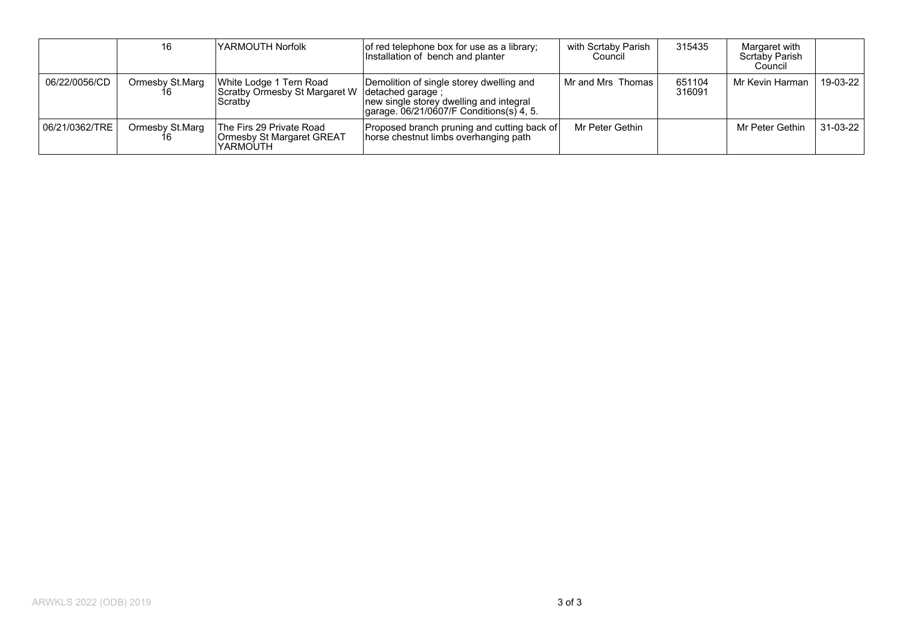| | | | | | | | |
|---|---|---|---|---|---|---|---|
| | 16 | YARMOUTH Norfolk | of red telephone box for use as a library; Installation of bench and planter | with Scrtaby Parish Council | 315435 | Margaret with Scrtaby Parish Council | |
| 06/22/0056/CD | Ormesby St.Marg 16 | White Lodge 1 Tern Road Scratby Ormesby St Margaret W Scratby | Demolition of single storey dwelling and detached garage ; new single storey dwelling and integral garage. 06/21/0607/F Conditions(s) 4, 5. | Mr and Mrs Thomas | 651104 316091 | Mr Kevin Harman | 19-03-22 |
| 06/21/0362/TRE | Ormesby St.Marg 16 | The Firs 29 Private Road Ormesby St Margaret GREAT YARMOUTH | Proposed branch pruning and cutting back of horse chestnut limbs overhanging path | Mr Peter Gethin | | Mr Peter Gethin | 31-03-22 |

ARWKLS 2022 (ODB) 2019